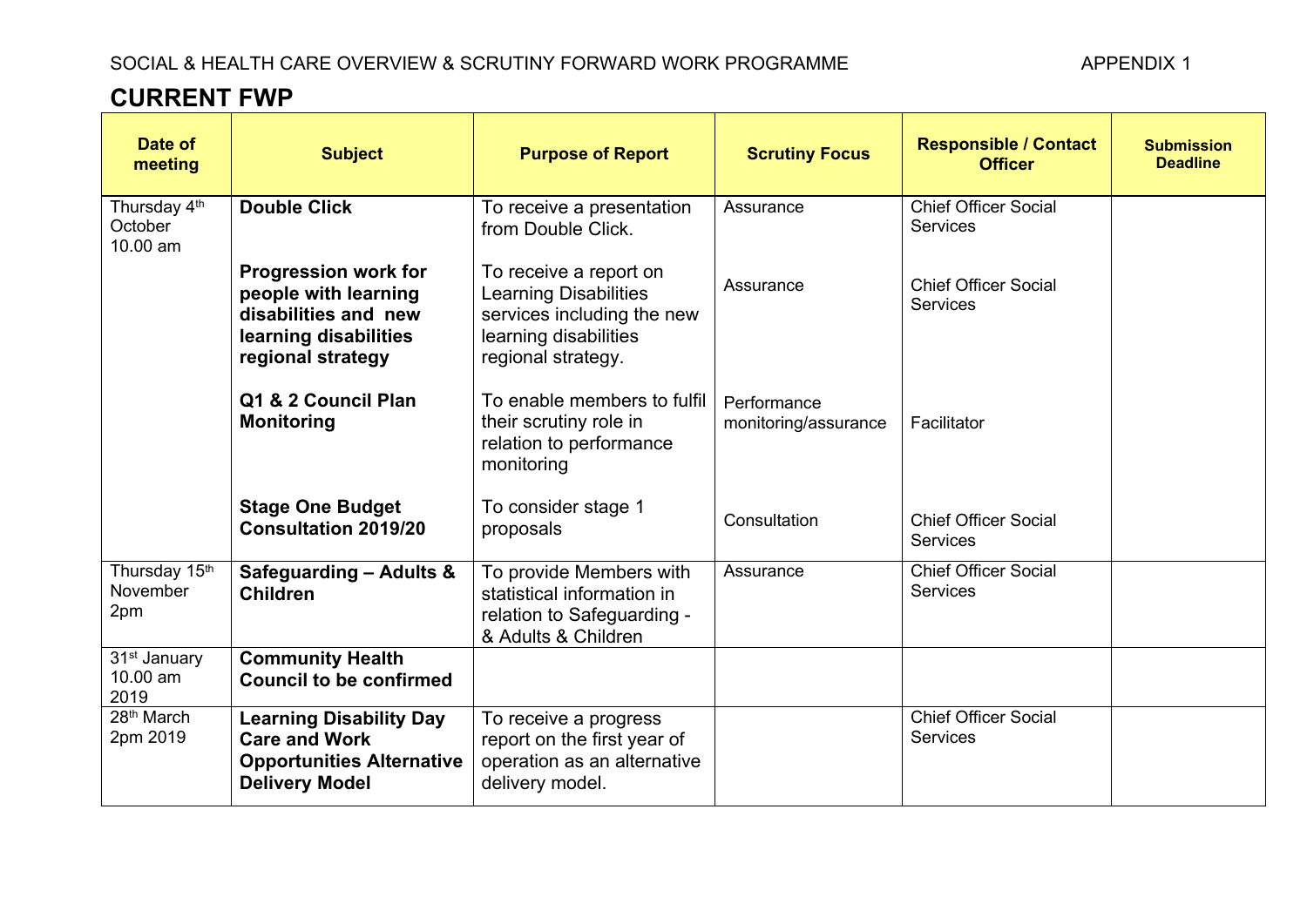SOCIAL & HEALTH CARE OVERVIEW & SCRUTINY FORWARD WORK PROGRAMME APPENDIX 1

## CURRENT FWP

| Date of meeting | Subject | Purpose of Report | Scrutiny Focus | Responsible / Contact Officer | Submission Deadline |
|---|---|---|---|---|---|
| Thursday 4th October 10.00 am | **Double Click** | To receive a presentation from Double Click. | Assurance | Chief Officer Social Services | |
| | **Progression work for people with learning disabilities and new learning disabilities regional strategy** | To receive a report on Learning Disabilities services including the new learning disabilities regional strategy. | Assurance | Chief Officer Social Services | |
| | **Q1 & 2 Council Plan Monitoring** | To enable members to fulfil their scrutiny role in relation to performance monitoring | Performance monitoring/assurance | Facilitator | |
| | **Stage One Budget Consultation 2019/20** | To consider stage 1 proposals | Consultation | Chief Officer Social Services | |
| Thursday 15th November 2pm | **Safeguarding – Adults & Children** | To provide Members with statistical information in relation to Safeguarding - & Adults & Children | Assurance | Chief Officer Social Services | |
| 31st January 10.00 am 2019 | **Community Health Council to be confirmed** | | | | |
| 28th March 2pm 2019 | **Learning Disability Day Care and Work Opportunities Alternative Delivery Model** | To receive a progress report on the first year of operation as an alternative delivery model. | | Chief Officer Social Services | |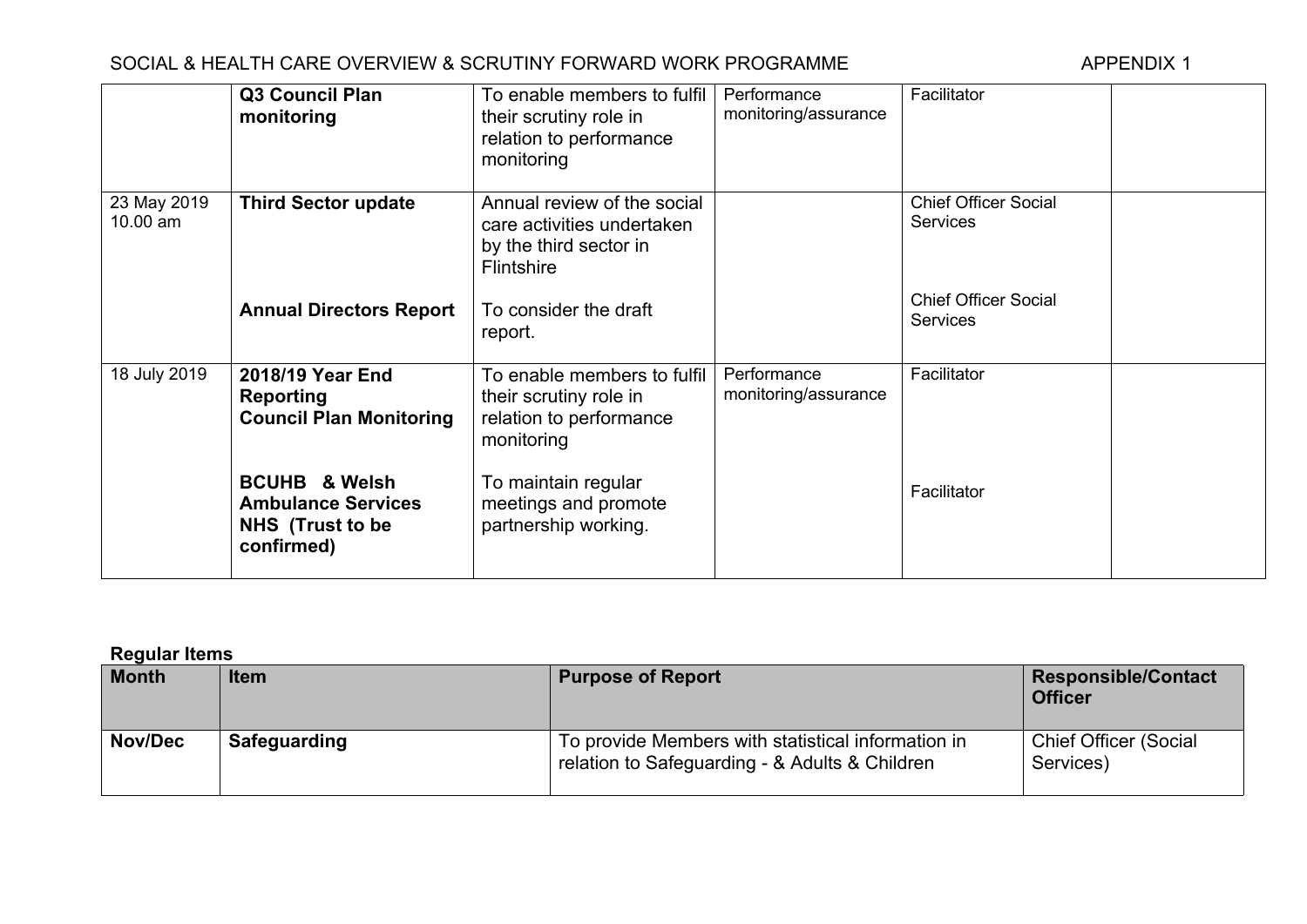| | | | | | |
|---|---|---|---|---|---|
| | **Q3 Council Plan monitoring** | To enable members to fulfil their scrutiny role in relation to performance monitoring | Performance monitoring/assurance | Facilitator | |
| 23 May 2019 10.00 am | **Third Sector update**<br><br>**Annual Directors Report** | Annual review of the social care activities undertaken by the third sector in Flintshire<br><br>To consider the draft report. | | Chief Officer Social Services<br><br>Chief Officer Social Services | |
| 18 July 2019 | **2018/19 Year End Reporting Council Plan Monitoring**<br><br>**BCUHB & Welsh Ambulance Services NHS (Trust to be confirmed)** | To enable members to fulfil their scrutiny role in relation to performance monitoring<br><br>To maintain regular meetings and promote partnership working. | Performance monitoring/assurance | Facilitator<br><br>Facilitator | |

**Regular Items**

| Month | Item | Purpose of Report | Responsible/Contact Officer |
|---|---|---|---|
| **Nov/Dec** | **Safeguarding** | To provide Members with statistical information in relation to Safeguarding - & Adults & Children | Chief Officer (Social Services) |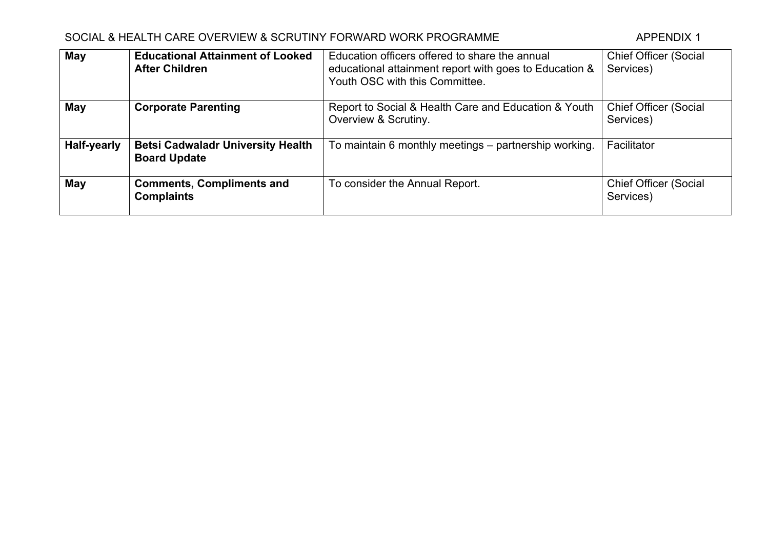| | | | |
|---|---|---|---|
| **May** | **Educational Attainment of Looked After Children** | Education officers offered to share the annual educational attainment report with goes to Education & Youth OSC with this Committee. | Chief Officer (Social Services) |
| **May** | **Corporate Parenting** | Report to Social & Health Care and Education & Youth Overview & Scrutiny. | Chief Officer (Social Services) |
| **Half-yearly** | **Betsi Cadwaladr University Health Board Update** | To maintain 6 monthly meetings – partnership working. | Facilitator |
| **May** | **Comments, Compliments and Complaints** | To consider the Annual Report. | Chief Officer (Social Services) |